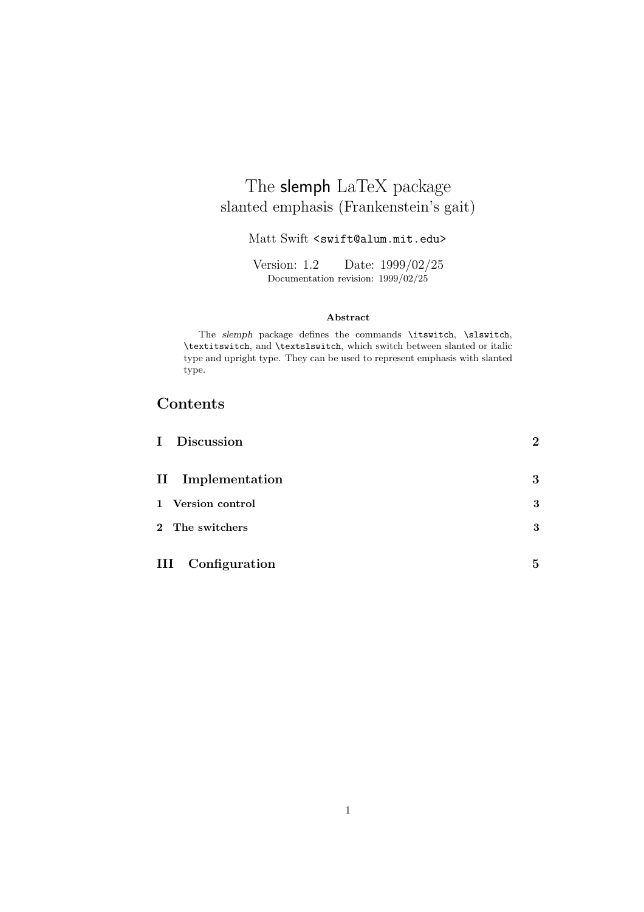# The slemph LaTeX package
## slanted emphasis (Frankenstein's gait)

Matt Swift <swift@alum.mit.edu>

Version: 1.2 Date: 1999/02/25
Documentation revision: 1999/02/25

**Abstract**

The *slemph* package defines the commands `\itswitch`, `\slswitch`, `\textitswitch`, and `\textslswitch`, which switch between slanted or italic type and upright type. They can be used to represent emphasis with slanted type.

## Contents

| | |
|---|---|
| **I Discussion** | **2** |
| **II Implementation** | **3** |
| **1 Version control** | **3** |
| **2 The switchers** | **3** |
| **III Configuration** | **5** |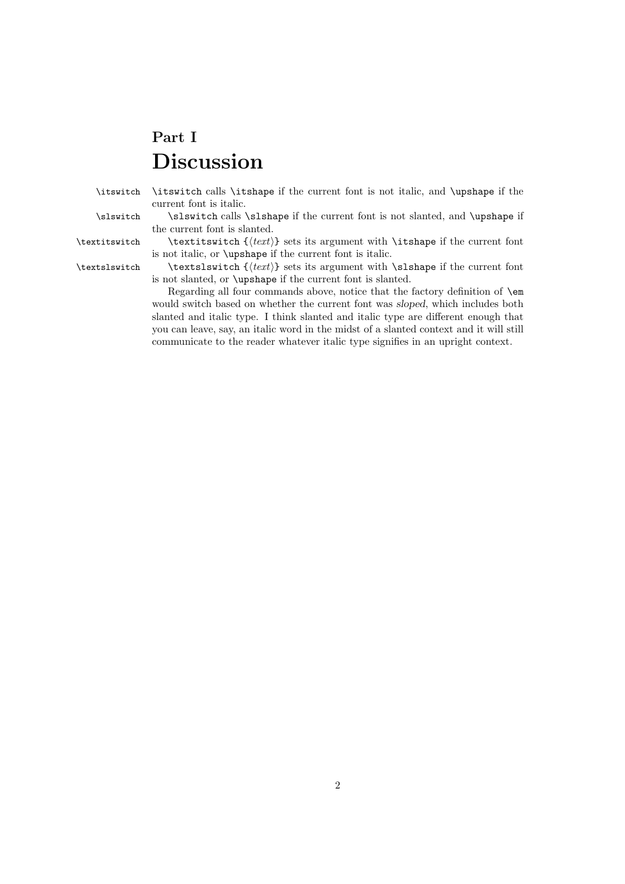# Part I
# Discussion

`\itswitch` `\itswitch` calls `\itshape` if the current font is not italic, and `\upshape` if the current font is italic.

`\slswitch` `\slswitch` calls `\slshape` if the current font is not slanted, and `\upshape` if the current font is slanted.

`\textitswitch` `\textitswitch {⟨text⟩}` sets its argument with `\itshape` if the current font is not italic, or `\upshape` if the current font is italic.

`\textslswitch` `\textslswitch {⟨text⟩}` sets its argument with `\slshape` if the current font is not slanted, or `\upshape` if the current font is slanted.

Regarding all four commands above, notice that the factory definition of `\em` would switch based on whether the current font was *sloped*, which includes both slanted and italic type. I think slanted and italic type are different enough that you can leave, say, an italic word in the midst of a slanted context and it will still communicate to the reader whatever italic type signifies in an upright context.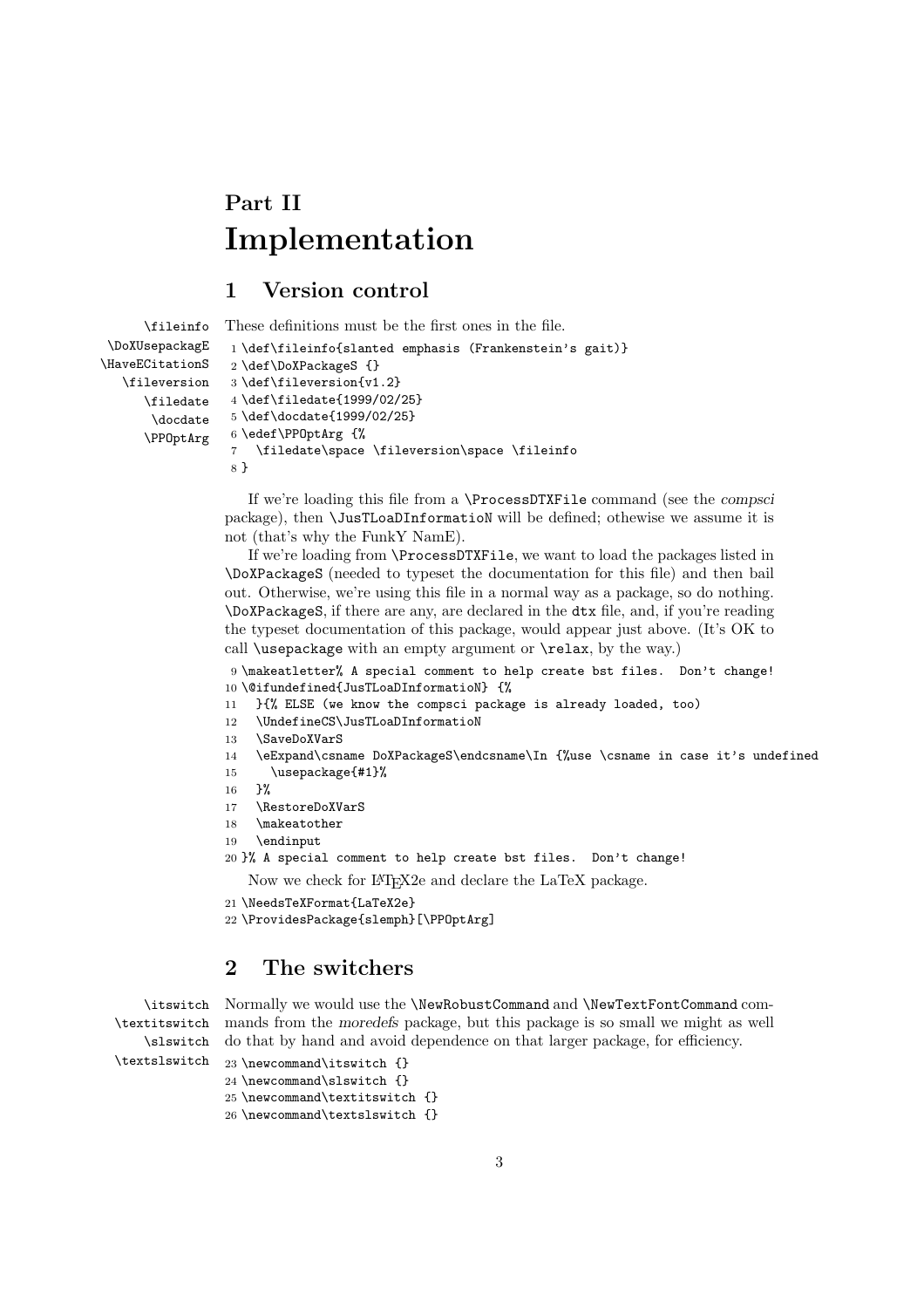# Part II
# Implementation

## 1 Version control

\fileinfo
\DoXUsepackagE
\HaveECitationS
\fileversion
\filedate
\docdate
\PPOptArg

These definitions must be the first ones in the file.

```
1 \def\fileinfo{slanted emphasis (Frankenstein's gait)}
2 \def\DoXPackageS {}
3 \def\fileversion{v1.2}
4 \def\filedate{1999/02/25}
5 \def\docdate{1999/02/25}
6 \edef\PPOptArg {%
7   \filedate\space \fileversion\space \fileinfo
8 }
```

If we're loading this file from a \ProcessDTXFile command (see the *compsci* package), then \JusTLoaDInformatioN will be defined; othewise we assume it is not (that's why the FunkY NamE).

If we're loading from \ProcessDTXFile, we want to load the packages listed in \DoXPackageS (needed to typeset the documentation for this file) and then bail out. Otherwise, we're using this file in a normal way as a package, so do nothing. \DoXPackageS, if there are any, are declared in the dtx file, and, if you're reading the typeset documentation of this package, would appear just above. (It's OK to call \usepackage with an empty argument or \relax, by the way.)

```
9 \makeatletter% A special comment to help create bst files.  Don't change!
10 \@ifundefined{JusTLoaDInformatioN} {%
11   }{% ELSE (we know the compsci package is already loaded, too)
12   \UndefineCS\JusTLoaDInformatioN
13   \SaveDoXVarS
14   \eExpand\csname DoXPackageS\endcsname\In {%use \csname in case it's undefined
15     \usepackage{#1}%
16   }%
17   \RestoreDoXVarS
18   \makeatother
19   \endinput
20 }% A special comment to help create bst files.  Don't change!
```

Now we check for LaTeX2e and declare the LaTeX package.

```
21 \NeedsTeXFormat{LaTeX2e}
22 \ProvidesPackage{slemph}[\PPOptArg]
```

## 2 The switchers

\itswitch
\textitswitch
\slswitch
\textslswitch

Normally we would use the \NewRobustCommand and \NewTextFontCommand commands from the *moredefs* package, but this package is so small we might as well do that by hand and avoid dependence on that larger package, for efficiency.

```
23 \newcommand\itswitch {}
24 \newcommand\slswitch {}
25 \newcommand\textitswitch {}
26 \newcommand\textslswitch {}
```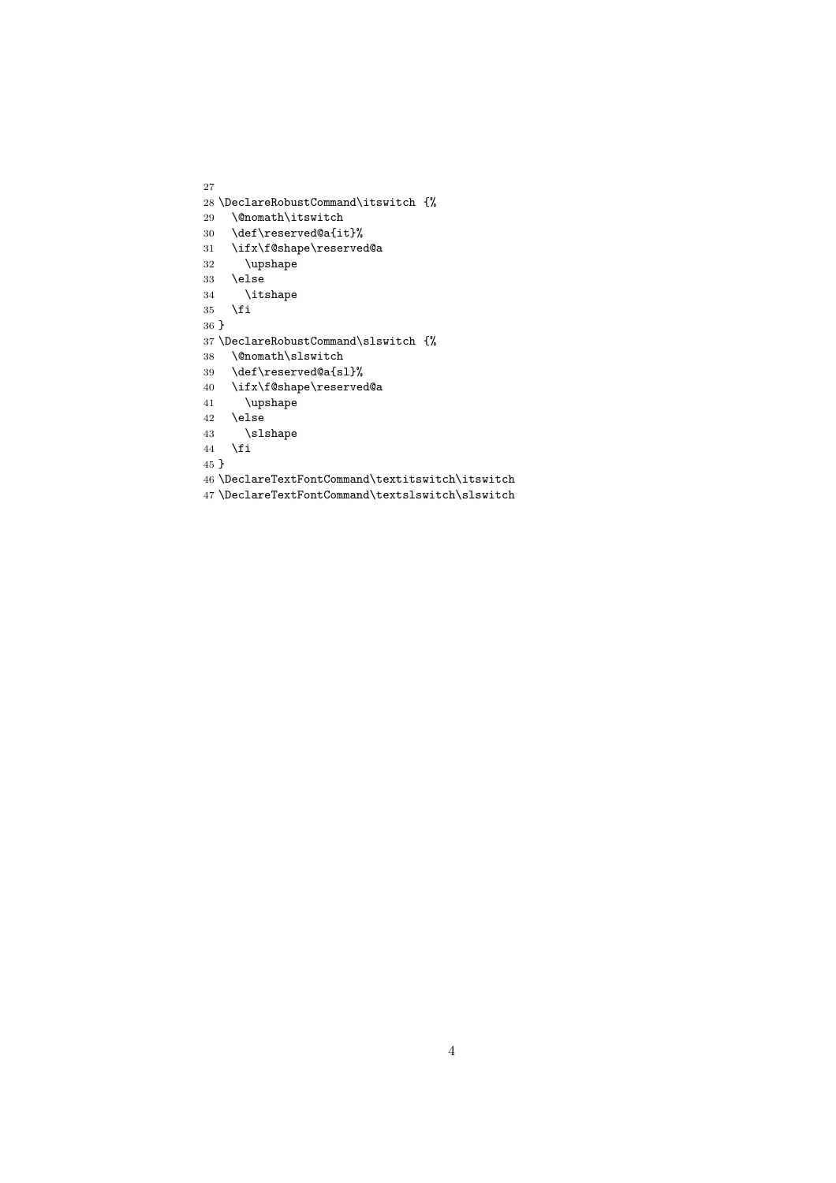```
27
28 \DeclareRobustCommand\itswitch {%
29   \@nomath\itswitch
30   \def\reserved@a{it}%
31   \ifx\f@shape\reserved@a
32     \upshape
33   \else
34     \itshape
35   \fi
36 }
37 \DeclareRobustCommand\slswitch {%
38   \@nomath\slswitch
39   \def\reserved@a{sl}%
40   \ifx\f@shape\reserved@a
41     \upshape
42   \else
43     \slshape
44   \fi
45 }
46 \DeclareTextFontCommand\textitswitch\itswitch
47 \DeclareTextFontCommand\textslswitch\slswitch
```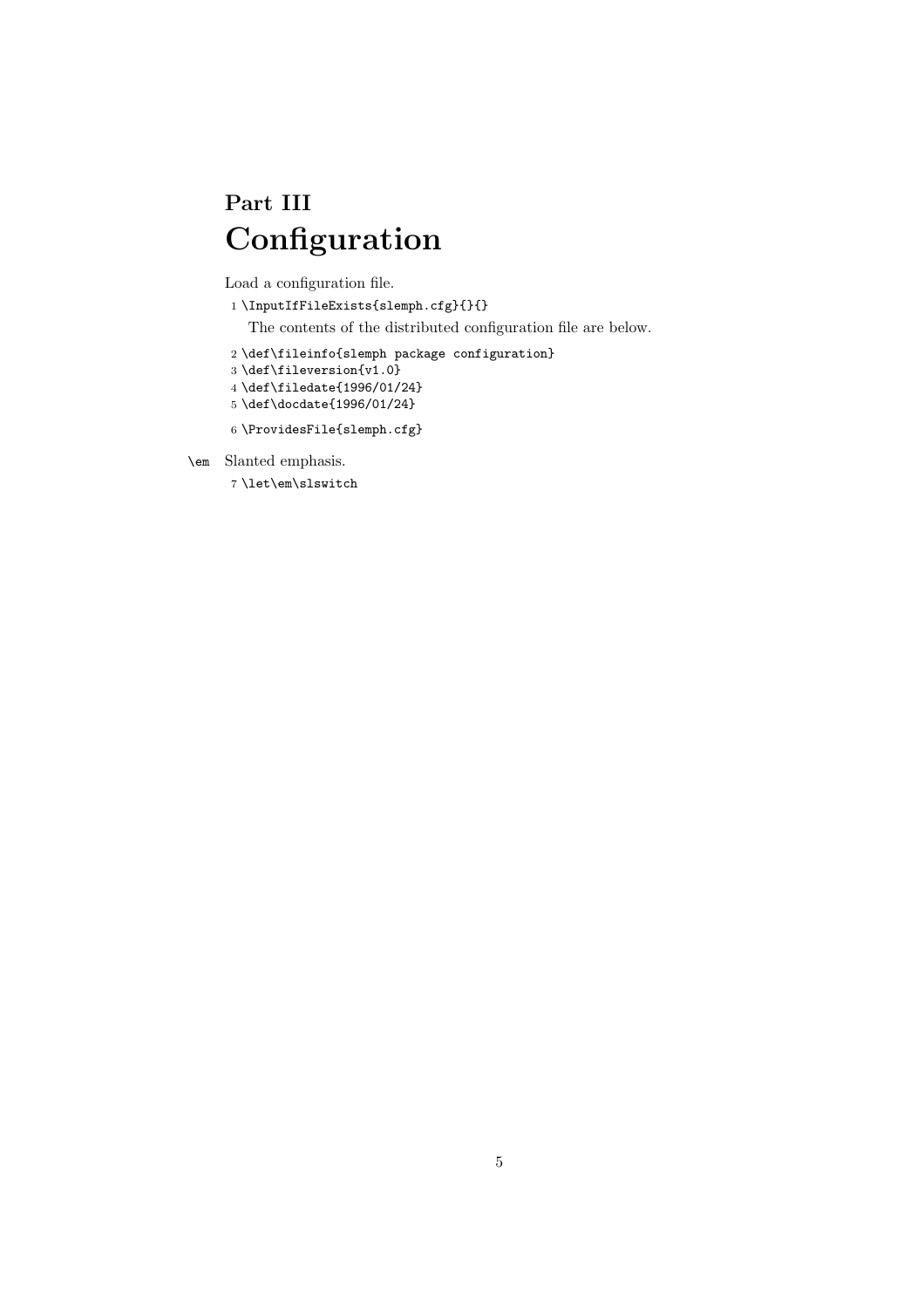# Part III
# Configuration

Load a configuration file.

```
1 \InputIfFileExists{slemph.cfg}{}{}
```

The contents of the distributed configuration file are below.

```
2 \def\fileinfo{slemph package configuration}
3 \def\fileversion{v1.0}
4 \def\filedate{1996/01/24}
5 \def\docdate{1996/01/24}
```

```
6 \ProvidesFile{slemph.cfg}
```

`\em` Slanted emphasis.

```
7 \let\em\slswitch
```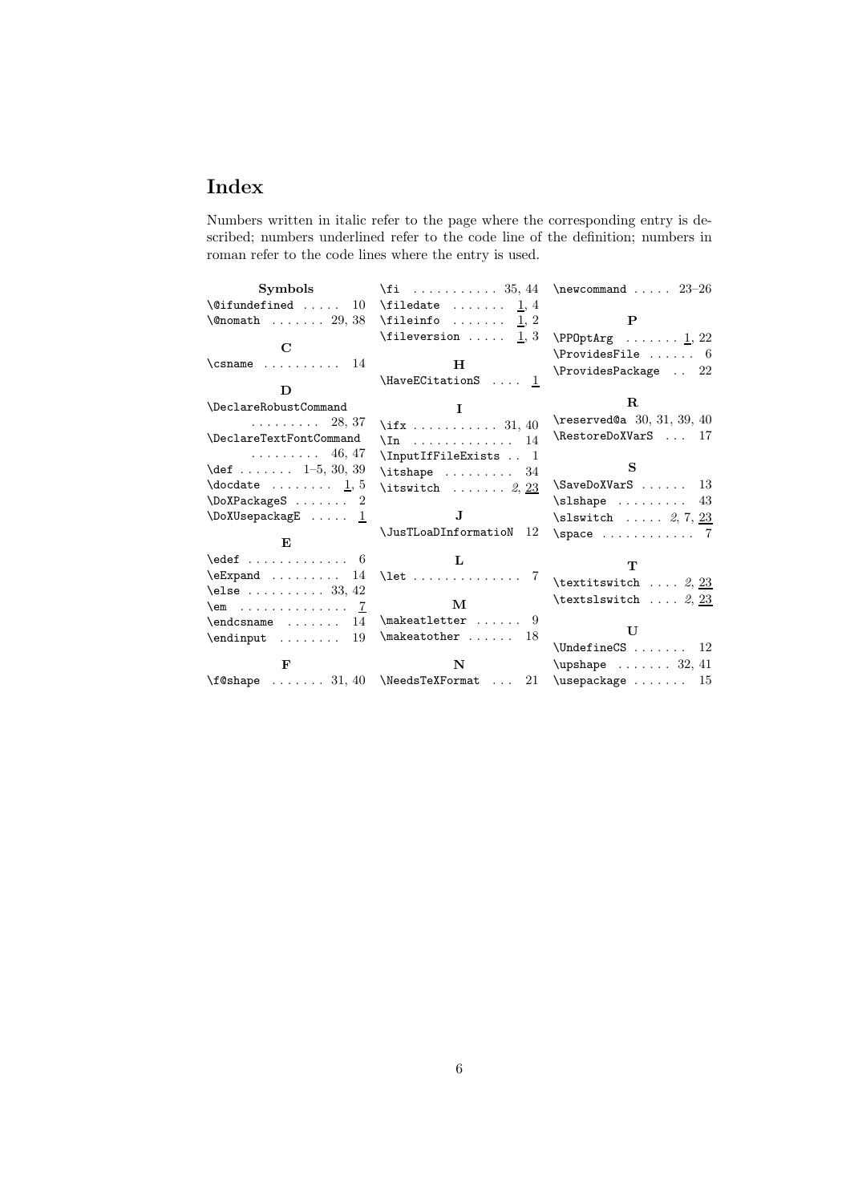# Index

Numbers written in italic refer to the page where the corresponding entry is described; numbers underlined refer to the code line of the definition; numbers in roman refer to the code lines where the entry is used.

**Symbols**

\@ifundefined . . . . . 10
\@nomath . . . . . . . 29, 38

**C**

\csname . . . . . . . . . . 14

**D**

\DeclareRobustCommand . . . . . . . . . 28, 37
\DeclareTextFontCommand . . . . . . . . . 46, 47
\def . . . . . . . 1–5, 30, 39
\docdate . . . . . . . . 1, 5
\DoXPackageS . . . . . . . 2
\DoXUsepackagE . . . . . 1

**E**

\edef . . . . . . . . . . . . . 6
\eExpand . . . . . . . . . 14
\else . . . . . . . . . . 33, 42
\em . . . . . . . . . . . . . . 7
\endcsname . . . . . . . 14
\endinput . . . . . . . . 19

**F**

\f@shape . . . . . . . 31, 40
\fi . . . . . . . . . . . 35, 44
\filedate . . . . . . . 1, 4
\fileinfo . . . . . . . 1, 2
\fileversion . . . . . 1, 3

**H**

\HaveECitationS . . . . 1

**I**

\ifx . . . . . . . . . . . 31, 40
\In . . . . . . . . . . . . . 14
\InputIfFileExists . . 1
\itshape . . . . . . . . . 34
\itswitch . . . . . . . *2*, 23

**J**

\JusTLoaDInformatioN 12

**L**

\let . . . . . . . . . . . . . . 7

**M**

\makeatletter . . . . . . 9
\makeatother . . . . . . 18

**N**

\NeedsTeXFormat . . . 21
\newcommand . . . . . 23–26

**P**

\PPOptArg . . . . . . . 1, 22
\ProvidesFile . . . . . . 6
\ProvidesPackage . . 22

**R**

\reserved@a 30, 31, 39, 40
\RestoreDoXVarS . . . 17

**S**

\SaveDoXVarS . . . . . . 13
\slshape . . . . . . . . . 43
\slswitch . . . . . *2*, 7, 23
\space . . . . . . . . . . . . 7

**T**

\textitswitch . . . . *2*, 23
\textslswitch . . . . *2*, 23

**U**

\UndefineCS . . . . . . . 12
\upshape . . . . . . . 32, 41
\usepackage . . . . . . . 15